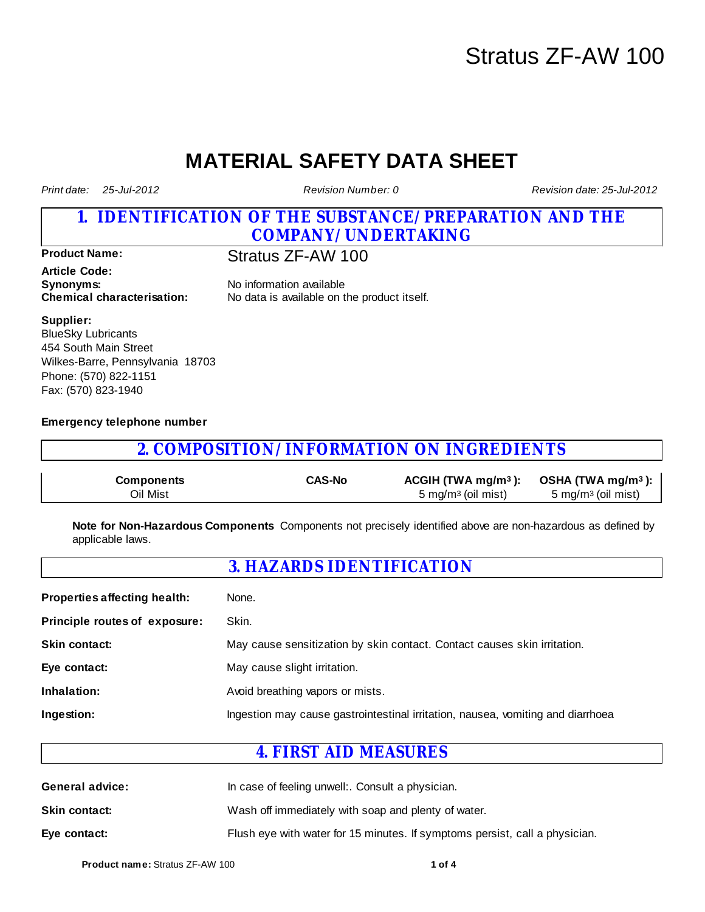# Stratus ZF-AW 100

# MATERIAL SAFETY DATA SHEET

*Print date: 25-Jul-2012* *Revision Number: 0* *Revision date: 25-Jul-2012*

## 1. IDENTIFICATION OF THE SUBSTANCE/PREPARATION AND THE COMPANY/UNDERTAKING

**Product Name:** Stratus ZF-AW 100

**Article Code:**

**Synonyms:** No information available

**Chemical characterisation:** No data is available on the product itself.

**Supplier:**
BlueSky Lubricants
454 South Main Street
Wilkes-Barre, Pennsylvania 18703
Phone: (570) 822-1151
Fax: (570) 823-1940

**Emergency telephone number**

## 2. COMPOSITION/INFORMATION ON INGREDIENTS

| Components | CAS-No | ACGIH (TWA mg/m³): | OSHA (TWA mg/m³): |
|---|---|---|---|
| Oil Mist | | 5 mg/m³ (oil mist) | 5 mg/m³ (oil mist) |

**Note for Non-Hazardous Components** Components not precisely identified above are non-hazardous as defined by applicable laws.

## 3. HAZARDS IDENTIFICATION

**Properties affecting health:** None.

**Principle routes of exposure:** Skin.

**Skin contact:** May cause sensitization by skin contact. Contact causes skin irritation.

**Eye contact:** May cause slight irritation.

**Inhalation:** Avoid breathing vapors or mists.

**Ingestion:** Ingestion may cause gastrointestinal irritation, nausea, vomiting and diarrhoea

## 4. FIRST AID MEASURES

**General advice:** In case of feeling unwell:. Consult a physician.

**Skin contact:** Wash off immediately with soap and plenty of water.

**Eye contact:** Flush eye with water for 15 minutes. If symptoms persist, call a physician.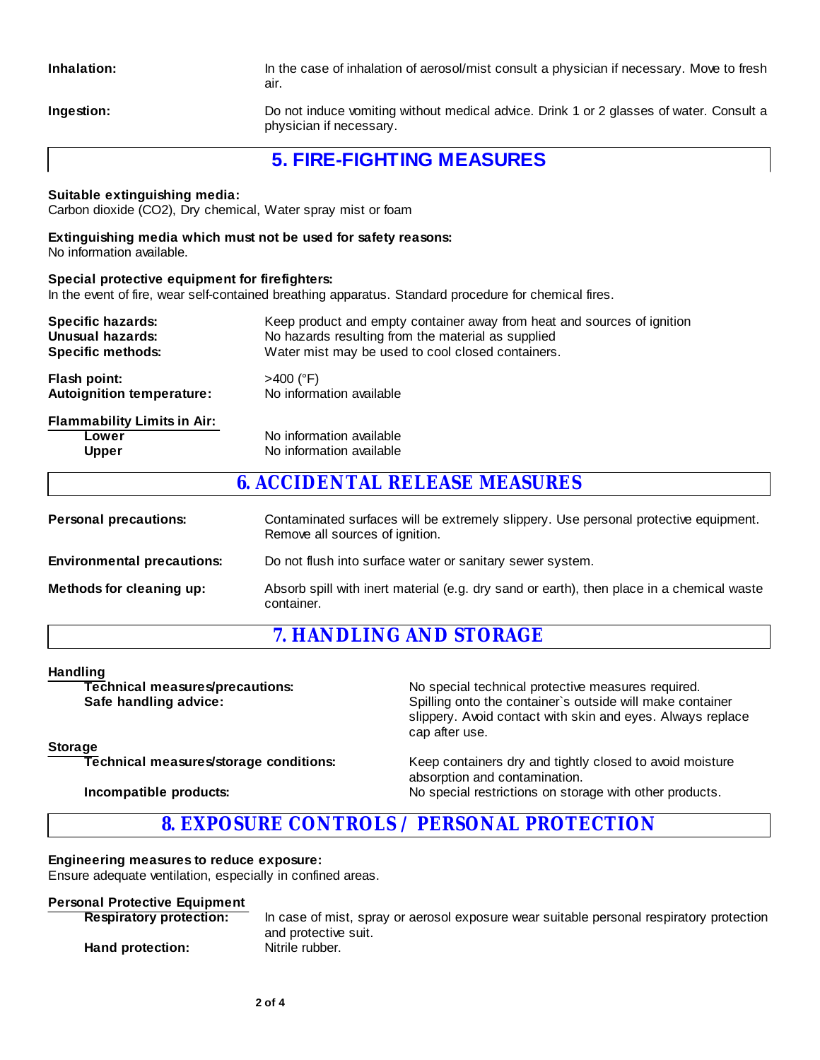**Inhalation:** In the case of inhalation of aerosol/mist consult a physician if necessary. Move to fresh air.

**Ingestion:** Do not induce vomiting without medical advice. Drink 1 or 2 glasses of water. Consult a physician if necessary.

## 5. FIRE-FIGHTING MEASURES

**Suitable extinguishing media:**
Carbon dioxide ($CO_2$), Dry chemical, Water spray mist or foam

**Extinguishing media which must not be used for safety reasons:**
No information available.

**Special protective equipment for firefighters:**
In the event of fire, wear self-contained breathing apparatus. Standard procedure for chemical fires.

**Specific hazards:** Keep product and empty container away from heat and sources of ignition
**Unusual hazards:** No hazards resulting from the material as supplied
**Specific methods:** Water mist may be used to cool closed containers.

**Flash point:** >400 (°F)
**Autoignition temperature:** No information available

**Flammability Limits in Air:**
- **Lower** No information available
- **Upper** No information available

## 6. ACCIDENTAL RELEASE MEASURES

**Personal precautions:** Contaminated surfaces will be extremely slippery. Use personal protective equipment. Remove all sources of ignition.

**Environmental precautions:** Do not flush into surface water or sanitary sewer system.

**Methods for cleaning up:** Absorb spill with inert material (e.g. dry sand or earth), then place in a chemical waste container.

## 7. HANDLING AND STORAGE

**Handling**
- **Technical measures/precautions:** No special technical protective measures required.
- **Safe handling advice:** Spilling onto the container`s outside will make container slippery. Avoid contact with skin and eyes. Always replace cap after use.

**Storage**
- **Technical measures/storage conditions:** Keep containers dry and tightly closed to avoid moisture absorption and contamination.
- **Incompatible products:** No special restrictions on storage with other products.

## 8. EXPOSURE CONTROLS / PERSONAL PROTECTION

**Engineering measures to reduce exposure:**
Ensure adequate ventilation, especially in confined areas.

**Personal Protective Equipment**
- **Respiratory protection:** In case of mist, spray or aerosol exposure wear suitable personal respiratory protection and protective suit.
- **Hand protection:** Nitrile rubber.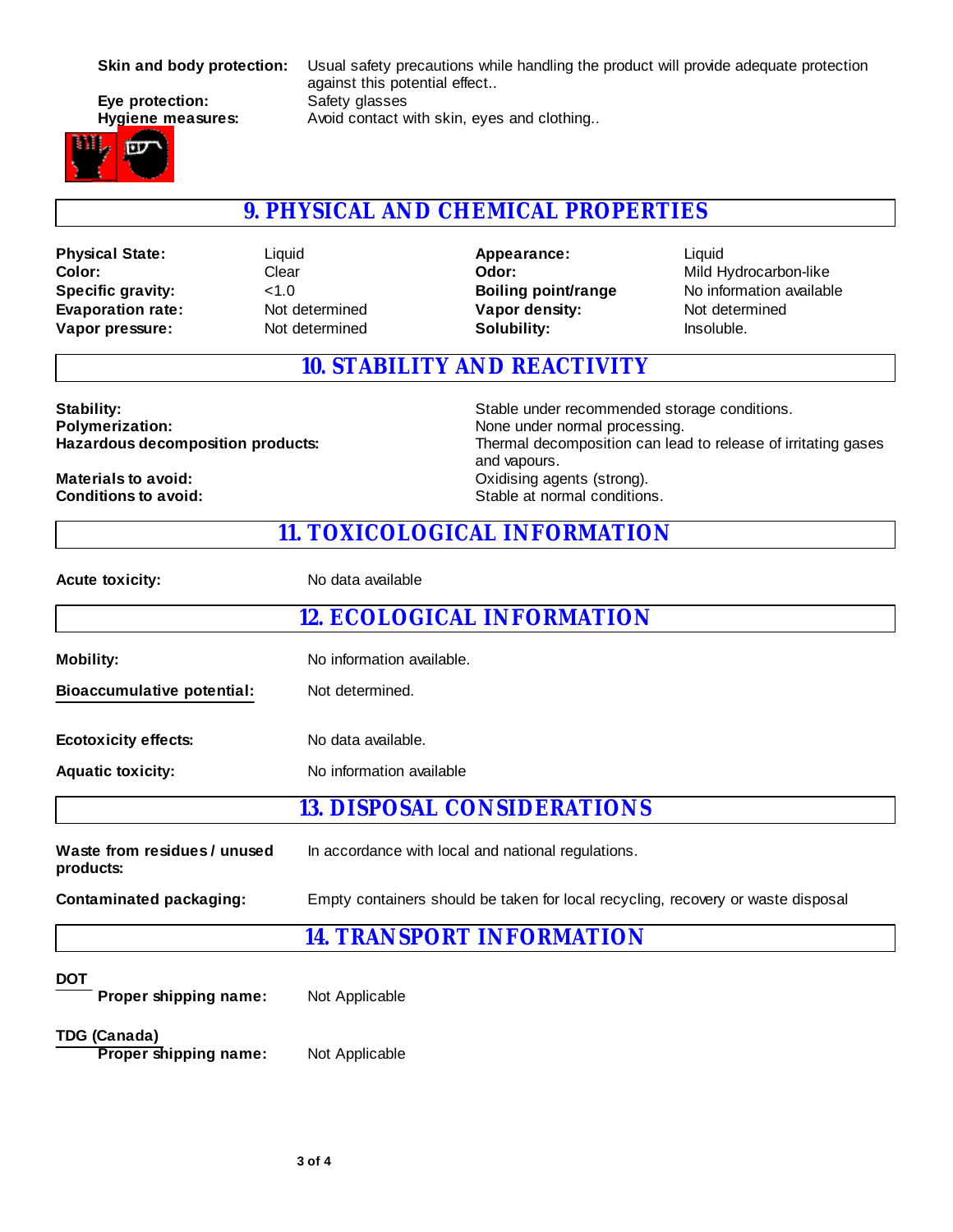**Skin and body protection:** Usual safety precautions while handling the product will provide adequate protection against this potential effect..

**Eye protection:** Safety glasses

**Hygiene measures:** Avoid contact with skin, eyes and clothing..

## 9. PHYSICAL AND CHEMICAL PROPERTIES

| | | | |
|---|---|---|---|
| **Physical State:** | Liquid | **Appearance:** | Liquid |
| **Color:** | Clear | **Odor:** | Mild Hydrocarbon-like |
| **Specific gravity:** | <1.0 | **Boiling point/range** | No information available |
| **Evaporation rate:** | Not determined | **Vapor density:** | Not determined |
| **Vapor pressure:** | Not determined | **Solubility:** | Insoluble. |

## 10. STABILITY AND REACTIVITY

**Stability:** Stable under recommended storage conditions.

**Polymerization:** None under normal processing.

**Hazardous decomposition products:** Thermal decomposition can lead to release of irritating gases and vapours.

**Materials to avoid:** Oxidising agents (strong).

**Conditions to avoid:** Stable at normal conditions.

## 11. TOXICOLOGICAL INFORMATION

**Acute toxicity:** No data available

## 12. ECOLOGICAL INFORMATION

**Mobility:** No information available.

**Bioaccumulative potential:** Not determined.

**Ecotoxicity effects:** No data available.

**Aquatic toxicity:** No information available

## 13. DISPOSAL CONSIDERATIONS

**Waste from residues / unused products:** In accordance with local and national regulations.

**Contaminated packaging:** Empty containers should be taken for local recycling, recovery or waste disposal

## 14. TRANSPORT INFORMATION

**DOT**

**Proper shipping name:** Not Applicable

**TDG (Canada)**

**Proper shipping name:** Not Applicable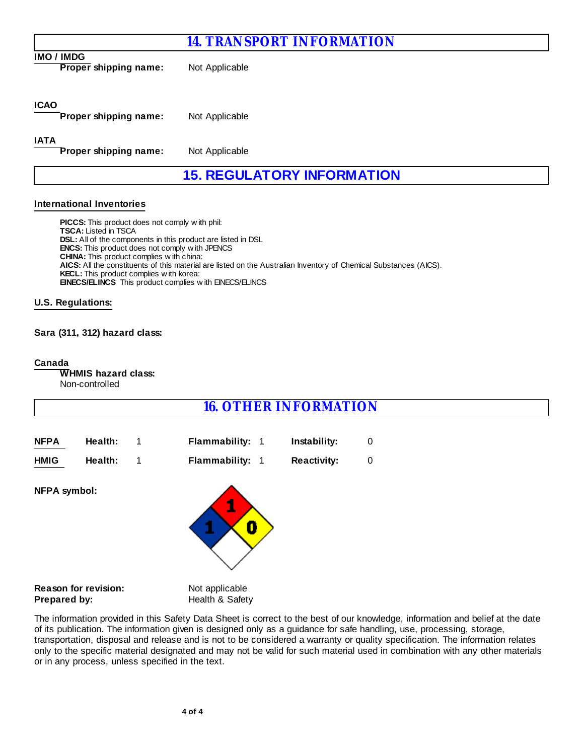## 14. TRANSPORT INFORMATION

**IMO / IMDG**

**Proper shipping name:** Not Applicable

**ICAO**

**Proper shipping name:** Not Applicable

**IATA**

**Proper shipping name:** Not Applicable

## 15. REGULATORY INFORMATION

**International Inventories**

**PICCS:** This product does not comply w ith phil:
**TSCA:** Listed in TSCA
**DSL:** All of the components in this product are listed in DSL
**ENCS:** This product does not comply w ith JPENCS
**CHINA:** This product complies w ith china:
**AICS:** All the constituents of this material are listed on the Australian Inventory of Chemical Substances (AICS).
**KECL:** This product complies w ith korea:
**EINECS/ELINCS** This product complies w ith EINECS/ELINCS

**U.S. Regulations:**

**Sara (311, 312) hazard class:**

**Canada**

**WHMIS hazard class:**
Non-controlled

## 16. OTHER INFORMATION

| | | | | | | |
|---|---|---|---|---|---|---|
| **NFPA** | **Health:** | 1 | **Flammability:** | 1 | **Instability:** | 0 |
| **HMIG** | **Health:** | 1 | **Flammability:** | 1 | **Reactivity:** | 0 |

**NFPA symbol:**

1
1 0

**Reason for revision:** Not applicable
**Prepared by:** Health & Safety

The information provided in this Safety Data Sheet is correct to the best of our knowledge, information and belief at the date of its publication. The information given is designed only as a guidance for safe handling, use, processing, storage, transportation, disposal and release and is not to be considered a warranty or quality specification. The information relates only to the specific material designated and may not be valid for such material used in combination with any other materials or in any process, unless specified in the text.